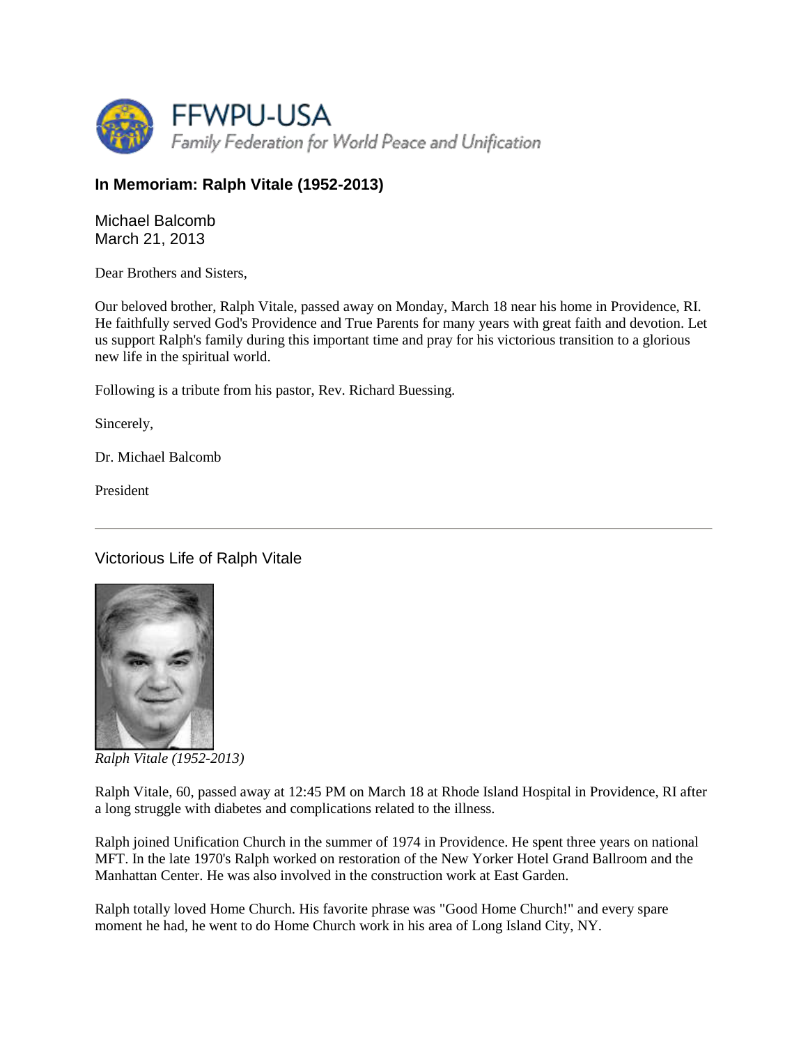FFWPU-USA
*Family Federation for World Peace and Unification*

## In Memoriam: Ralph Vitale (1952-2013)

Michael Balcomb
March 21, 2013

Dear Brothers and Sisters,

Our beloved brother, Ralph Vitale, passed away on Monday, March 18 near his home in Providence, RI. He faithfully served God's Providence and True Parents for many years with great faith and devotion. Let us support Ralph's family during this important time and pray for his victorious transition to a glorious new life in the spiritual world.

Following is a tribute from his pastor, Rev. Richard Buessing.

Sincerely,

Dr. Michael Balcomb

President

---

### Victorious Life of Ralph Vitale

*Ralph Vitale (1952-2013)*

Ralph Vitale, 60, passed away at 12:45 PM on March 18 at Rhode Island Hospital in Providence, RI after a long struggle with diabetes and complications related to the illness.

Ralph joined Unification Church in the summer of 1974 in Providence. He spent three years on national MFT. In the late 1970's Ralph worked on restoration of the New Yorker Hotel Grand Ballroom and the Manhattan Center. He was also involved in the construction work at East Garden.

Ralph totally loved Home Church. His favorite phrase was "Good Home Church!" and every spare moment he had, he went to do Home Church work in his area of Long Island City, NY.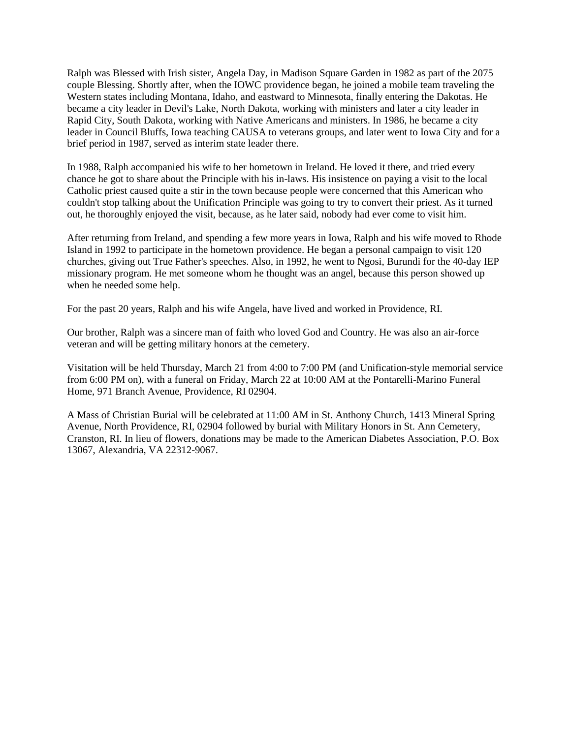Ralph was Blessed with Irish sister, Angela Day, in Madison Square Garden in 1982 as part of the 2075 couple Blessing. Shortly after, when the IOWC providence began, he joined a mobile team traveling the Western states including Montana, Idaho, and eastward to Minnesota, finally entering the Dakotas. He became a city leader in Devil's Lake, North Dakota, working with ministers and later a city leader in Rapid City, South Dakota, working with Native Americans and ministers. In 1986, he became a city leader in Council Bluffs, Iowa teaching CAUSA to veterans groups, and later went to Iowa City and for a brief period in 1987, served as interim state leader there.

In 1988, Ralph accompanied his wife to her hometown in Ireland. He loved it there, and tried every chance he got to share about the Principle with his in-laws. His insistence on paying a visit to the local Catholic priest caused quite a stir in the town because people were concerned that this American who couldn't stop talking about the Unification Principle was going to try to convert their priest. As it turned out, he thoroughly enjoyed the visit, because, as he later said, nobody had ever come to visit him.

After returning from Ireland, and spending a few more years in Iowa, Ralph and his wife moved to Rhode Island in 1992 to participate in the hometown providence. He began a personal campaign to visit 120 churches, giving out True Father's speeches. Also, in 1992, he went to Ngosi, Burundi for the 40-day IEP missionary program. He met someone whom he thought was an angel, because this person showed up when he needed some help.

For the past 20 years, Ralph and his wife Angela, have lived and worked in Providence, RI.

Our brother, Ralph was a sincere man of faith who loved God and Country. He was also an air-force veteran and will be getting military honors at the cemetery.

Visitation will be held Thursday, March 21 from 4:00 to 7:00 PM (and Unification-style memorial service from 6:00 PM on), with a funeral on Friday, March 22 at 10:00 AM at the Pontarelli-Marino Funeral Home, 971 Branch Avenue, Providence, RI 02904.

A Mass of Christian Burial will be celebrated at 11:00 AM in St. Anthony Church, 1413 Mineral Spring Avenue, North Providence, RI, 02904 followed by burial with Military Honors in St. Ann Cemetery, Cranston, RI. In lieu of flowers, donations may be made to the American Diabetes Association, P.O. Box 13067, Alexandria, VA 22312-9067.